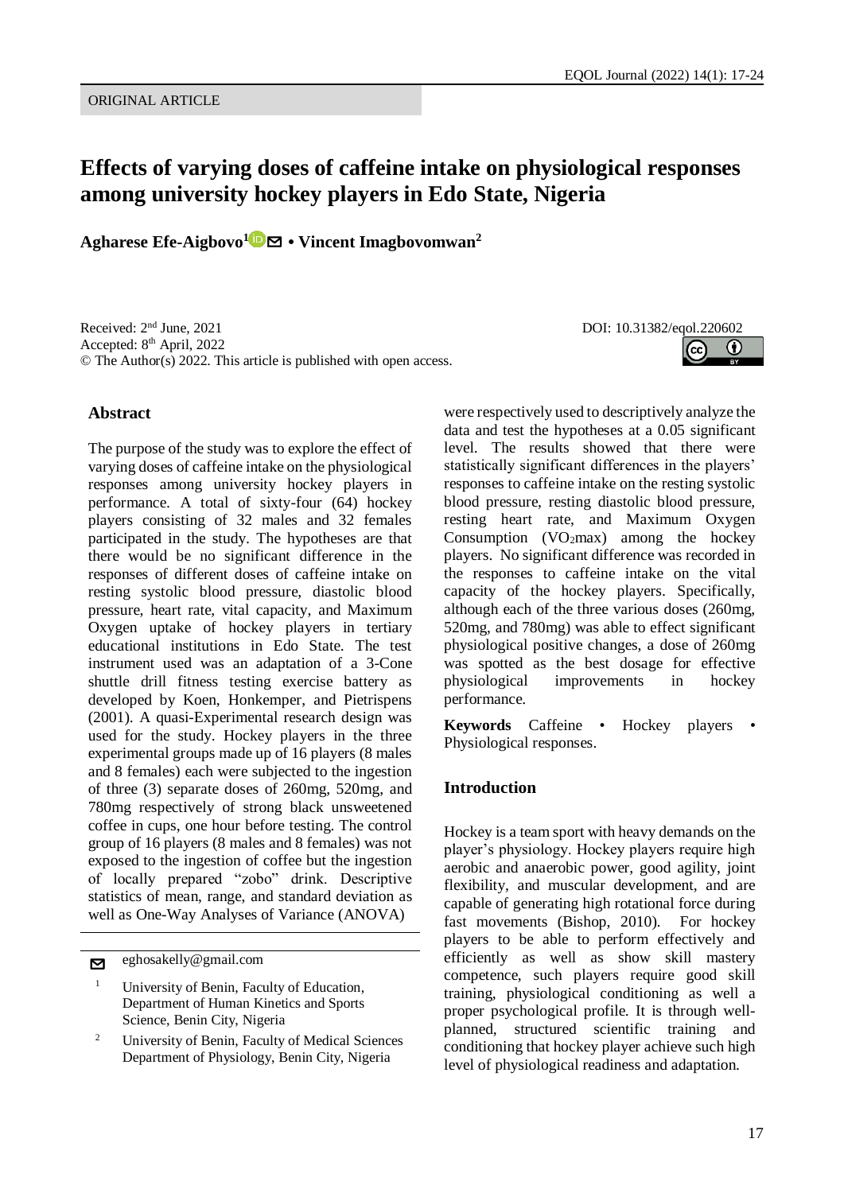ORIGINAL ARTICLE

# Effects of varying doses of caffeine intake on physiological responses among university hockey players in Edo State, Nigeria

**Agharese Efe-Aigbovo[1] • Vincent Imagbovomwan[2]**

Received: 2nd June, 2021
Accepted: 8th April, 2022
© The Author(s) 2022. This article is published with open access.

DOI: 10.31382/eqol.220602

## Abstract

The purpose of the study was to explore the effect of varying doses of caffeine intake on the physiological responses among university hockey players in performance. A total of sixty-four (64) hockey players consisting of 32 males and 32 females participated in the study. The hypotheses are that there would be no significant difference in the responses of different doses of caffeine intake on resting systolic blood pressure, diastolic blood pressure, heart rate, vital capacity, and Maximum Oxygen uptake of hockey players in tertiary educational institutions in Edo State. The test instrument used was an adaptation of a 3-Cone shuttle drill fitness testing exercise battery as developed by Koen, Honkemper, and Pietrispens (2001). A quasi-Experimental research design was used for the study. Hockey players in the three experimental groups made up of 16 players (8 males and 8 females) each were subjected to the ingestion of three (3) separate doses of 260mg, 520mg, and 780mg respectively of strong black unsweetened coffee in cups, one hour before testing. The control group of 16 players (8 males and 8 females) was not exposed to the ingestion of coffee but the ingestion of locally prepared "zobo" drink. Descriptive statistics of mean, range, and standard deviation as well as One-Way Analyses of Variance (ANOVA) were respectively used to descriptively analyze the data and test the hypotheses at a 0.05 significant level. The results showed that there were statistically significant differences in the players' responses to caffeine intake on the resting systolic blood pressure, resting diastolic blood pressure, resting heart rate, and Maximum Oxygen Consumption ($VO_2$max) among the hockey players. No significant difference was recorded in the responses to caffeine intake on the vital capacity of the hockey players. Specifically, although each of the three various doses (260mg, 520mg, and 780mg) was able to effect significant physiological positive changes, a dose of 260mg was spotted as the best dosage for effective physiological improvements in hockey performance.

**Keywords** Caffeine • Hockey players • Physiological responses.

eghosakelly@gmail.com

[1] University of Benin, Faculty of Education, Department of Human Kinetics and Sports Science, Benin City, Nigeria

[2] University of Benin, Faculty of Medical Sciences Department of Physiology, Benin City, Nigeria

## Introduction

Hockey is a team sport with heavy demands on the player's physiology. Hockey players require high aerobic and anaerobic power, good agility, joint flexibility, and muscular development, and are capable of generating high rotational force during fast movements (Bishop, 2010). For hockey players to be able to perform effectively and efficiently as well as show skill mastery competence, such players require good skill training, physiological conditioning as well a proper psychological profile. It is through well-planned, structured scientific training and conditioning that hockey player achieve such high level of physiological readiness and adaptation.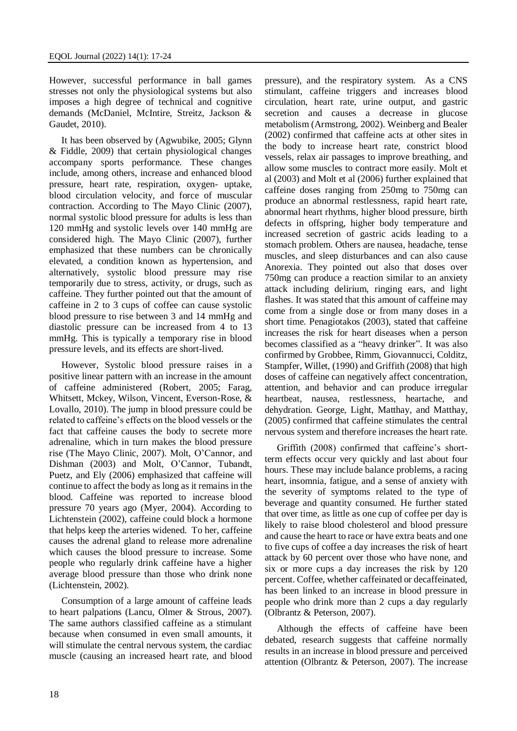However, successful performance in ball games stresses not only the physiological systems but also imposes a high degree of technical and cognitive demands (McDaniel, McIntire, Streitz, Jackson & Gaudet, 2010).

It has been observed by (Agwubike, 2005; Glynn & Fiddle, 2009) that certain physiological changes accompany sports performance. These changes include, among others, increase and enhanced blood pressure, heart rate, respiration, oxygen- uptake, blood circulation velocity, and force of muscular contraction. According to The Mayo Clinic (2007), normal systolic blood pressure for adults is less than 120 mmHg and systolic levels over 140 mmHg are considered high. The Mayo Clinic (2007), further emphasized that these numbers can be chronically elevated, a condition known as hypertension, and alternatively, systolic blood pressure may rise temporarily due to stress, activity, or drugs, such as caffeine. They further pointed out that the amount of caffeine in 2 to 3 cups of coffee can cause systolic blood pressure to rise between 3 and 14 mmHg and diastolic pressure can be increased from 4 to 13 mmHg. This is typically a temporary rise in blood pressure levels, and its effects are short-lived.

However, Systolic blood pressure raises in a positive linear pattern with an increase in the amount of caffeine administered (Robert, 2005; Farag, Whitsett, Mckey, Wilson, Vincent, Everson-Rose, & Lovallo, 2010). The jump in blood pressure could be related to caffeine's effects on the blood vessels or the fact that caffeine causes the body to secrete more adrenaline, which in turn makes the blood pressure rise (The Mayo Clinic, 2007). Molt, O'Cannor, and Dishman (2003) and Molt, O'Cannor, Tubandt, Puetz, and Ely (2006) emphasized that caffeine will continue to affect the body as long as it remains in the blood. Caffeine was reported to increase blood pressure 70 years ago (Myer, 2004). According to Lichtenstein (2002), caffeine could block a hormone that helps keep the arteries widened. To her, caffeine causes the adrenal gland to release more adrenaline which causes the blood pressure to increase. Some people who regularly drink caffeine have a higher average blood pressure than those who drink none (Lichtenstein, 2002).

Consumption of a large amount of caffeine leads to heart palpations (Lancu, Olmer & Strous, 2007). The same authors classified caffeine as a stimulant because when consumed in even small amounts, it will stimulate the central nervous system, the cardiac muscle (causing an increased heart rate, and blood pressure), and the respiratory system. As a CNS stimulant, caffeine triggers and increases blood circulation, heart rate, urine output, and gastric secretion and causes a decrease in glucose metabolism (Armstrong, 2002). Weinberg and Bealer (2002) confirmed that caffeine acts at other sites in the body to increase heart rate, constrict blood vessels, relax air passages to improve breathing, and allow some muscles to contract more easily. Molt et al (2003) and Molt et al (2006) further explained that caffeine doses ranging from 250mg to 750mg can produce an abnormal restlessness, rapid heart rate, abnormal heart rhythms, higher blood pressure, birth defects in offspring, higher body temperature and increased secretion of gastric acids leading to a stomach problem. Others are nausea, headache, tense muscles, and sleep disturbances and can also cause Anorexia. They pointed out also that doses over 750mg can produce a reaction similar to an anxiety attack including delirium, ringing ears, and light flashes. It was stated that this amount of caffeine may come from a single dose or from many doses in a short time. Penagiotakos (2003), stated that caffeine increases the risk for heart diseases when a person becomes classified as a "heavy drinker". It was also confirmed by Grobbee, Rimm, Giovannucci, Colditz, Stampfer, Willet, (1990) and Griffith (2008) that high doses of caffeine can negatively affect concentration, attention, and behavior and can produce irregular heartbeat, nausea, restlessness, heartache, and dehydration. George, Light, Matthay, and Matthay, (2005) confirmed that caffeine stimulates the central nervous system and therefore increases the heart rate.

Griffith (2008) confirmed that caffeine's short-term effects occur very quickly and last about four hours. These may include balance problems, a racing heart, insomnia, fatigue, and a sense of anxiety with the severity of symptoms related to the type of beverage and quantity consumed. He further stated that over time, as little as one cup of coffee per day is likely to raise blood cholesterol and blood pressure and cause the heart to race or have extra beats and one to five cups of coffee a day increases the risk of heart attack by 60 percent over those who have none, and six or more cups a day increases the risk by 120 percent. Coffee, whether caffeinated or decaffeinated, has been linked to an increase in blood pressure in people who drink more than 2 cups a day regularly (Olbrantz & Peterson, 2007).

Although the effects of caffeine have been debated, research suggests that caffeine normally results in an increase in blood pressure and perceived attention (Olbrantz & Peterson, 2007). The increase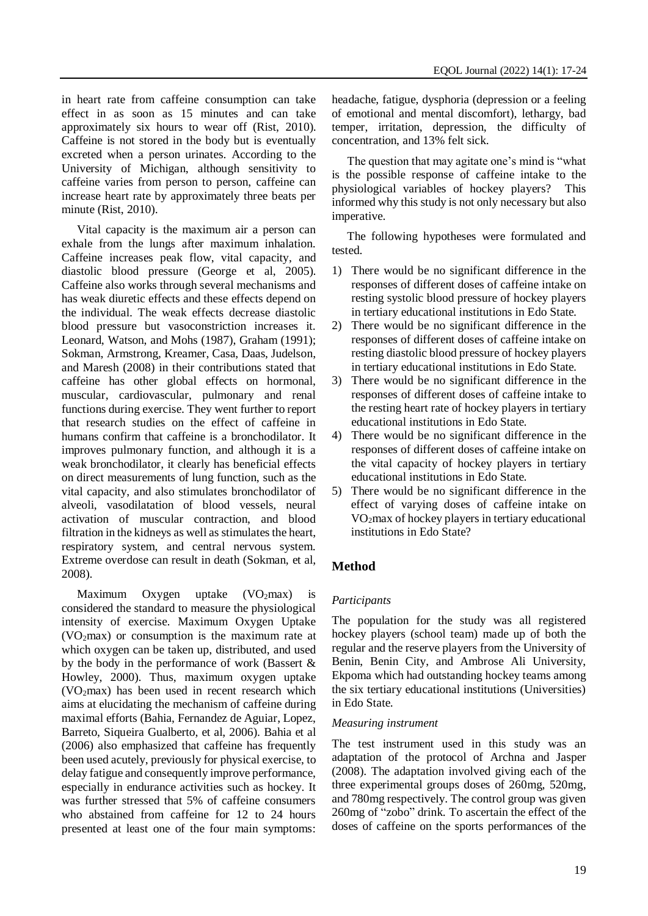in heart rate from caffeine consumption can take effect in as soon as 15 minutes and can take approximately six hours to wear off (Rist, 2010). Caffeine is not stored in the body but is eventually excreted when a person urinates. According to the University of Michigan, although sensitivity to caffeine varies from person to person, caffeine can increase heart rate by approximately three beats per minute (Rist, 2010).

Vital capacity is the maximum air a person can exhale from the lungs after maximum inhalation. Caffeine increases peak flow, vital capacity, and diastolic blood pressure (George et al, 2005). Caffeine also works through several mechanisms and has weak diuretic effects and these effects depend on the individual. The weak effects decrease diastolic blood pressure but vasoconstriction increases it. Leonard, Watson, and Mohs (1987), Graham (1991); Sokman, Armstrong, Kreamer, Casa, Daas, Judelson, and Maresh (2008) in their contributions stated that caffeine has other global effects on hormonal, muscular, cardiovascular, pulmonary and renal functions during exercise. They went further to report that research studies on the effect of caffeine in humans confirm that caffeine is a bronchodilator. It improves pulmonary function, and although it is a weak bronchodilator, it clearly has beneficial effects on direct measurements of lung function, such as the vital capacity, and also stimulates bronchodilator of alveoli, vasodilatation of blood vessels, neural activation of muscular contraction, and blood filtration in the kidneys as well as stimulates the heart, respiratory system, and central nervous system. Extreme overdose can result in death (Sokman, et al, 2008).

Maximum Oxygen uptake ($VO_2$max) is considered the standard to measure the physiological intensity of exercise. Maximum Oxygen Uptake ($VO_2$max) or consumption is the maximum rate at which oxygen can be taken up, distributed, and used by the body in the performance of work (Bassert & Howley, 2000). Thus, maximum oxygen uptake ($VO_2$max) has been used in recent research which aims at elucidating the mechanism of caffeine during maximal efforts (Bahia, Fernandez de Aguiar, Lopez, Barreto, Siqueira Gualberto, et al, 2006). Bahia et al (2006) also emphasized that caffeine has frequently been used acutely, previously for physical exercise, to delay fatigue and consequently improve performance, especially in endurance activities such as hockey. It was further stressed that 5% of caffeine consumers who abstained from caffeine for 12 to 24 hours presented at least one of the four main symptoms: headache, fatigue, dysphoria (depression or a feeling of emotional and mental discomfort), lethargy, bad temper, irritation, depression, the difficulty of concentration, and 13% felt sick.

The question that may agitate one's mind is "what is the possible response of caffeine intake to the physiological variables of hockey players? This informed why this study is not only necessary but also imperative.

The following hypotheses were formulated and tested.

1) There would be no significant difference in the responses of different doses of caffeine intake on resting systolic blood pressure of hockey players in tertiary educational institutions in Edo State.
2) There would be no significant difference in the responses of different doses of caffeine intake on resting diastolic blood pressure of hockey players in tertiary educational institutions in Edo State.
3) There would be no significant difference in the responses of different doses of caffeine intake to the resting heart rate of hockey players in tertiary educational institutions in Edo State.
4) There would be no significant difference in the responses of different doses of caffeine intake on the vital capacity of hockey players in tertiary educational institutions in Edo State.
5) There would be no significant difference in the effect of varying doses of caffeine intake on $VO_2$max of hockey players in tertiary educational institutions in Edo State?

## Method

### *Participants*

The population for the study was all registered hockey players (school team) made up of both the regular and the reserve players from the University of Benin, Benin City, and Ambrose Ali University, Ekpoma which had outstanding hockey teams among the six tertiary educational institutions (Universities) in Edo State.

### *Measuring instrument*

The test instrument used in this study was an adaptation of the protocol of Archna and Jasper (2008). The adaptation involved giving each of the three experimental groups doses of 260mg, 520mg, and 780mg respectively. The control group was given 260mg of "zobo" drink. To ascertain the effect of the doses of caffeine on the sports performances of the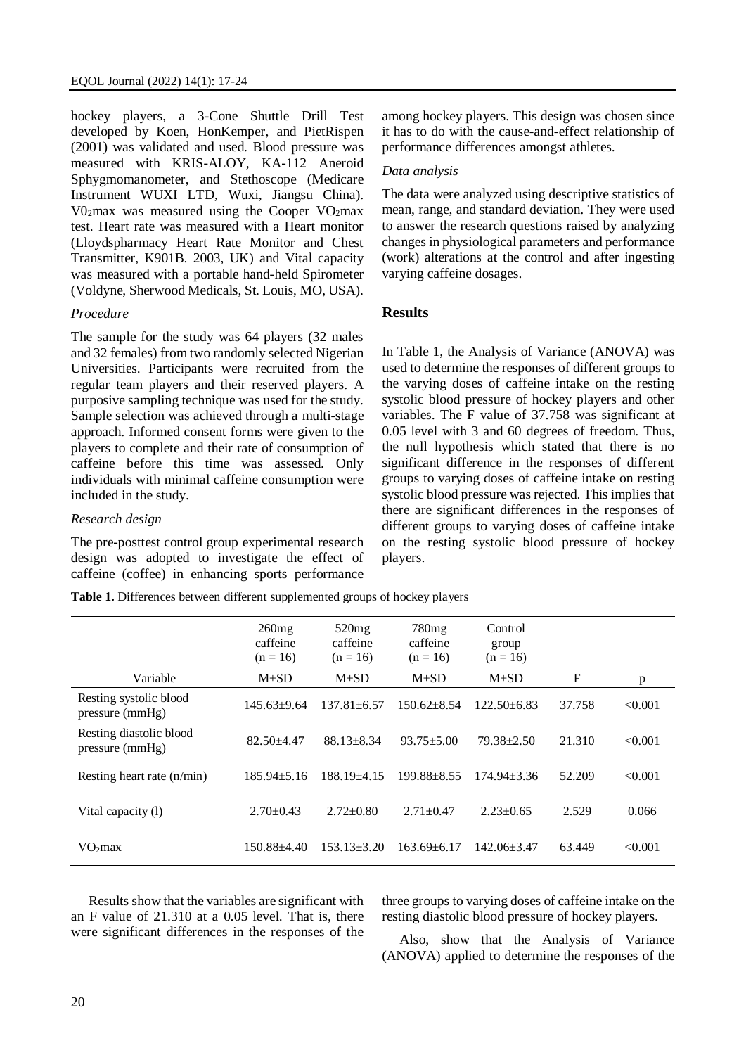hockey players, a 3-Cone Shuttle Drill Test developed by Koen, HonKemper, and PietRispen (2001) was validated and used. Blood pressure was measured with KRIS-ALOY, KA-112 Aneroid Sphygmomanometer, and Stethoscope (Medicare Instrument WUXI LTD, Wuxi, Jiangsu China). $V0_2$max was measured using the Cooper $VO_2$max test. Heart rate was measured with a Heart monitor (Lloydspharmacy Heart Rate Monitor and Chest Transmitter, K901B. 2003, UK) and Vital capacity was measured with a portable hand-held Spirometer (Voldyne, Sherwood Medicals, St. Louis, MO, USA).

*Procedure*

The sample for the study was 64 players (32 males and 32 females) from two randomly selected Nigerian Universities. Participants were recruited from the regular team players and their reserved players. A purposive sampling technique was used for the study. Sample selection was achieved through a multi-stage approach. Informed consent forms were given to the players to complete and their rate of consumption of caffeine before this time was assessed. Only individuals with minimal caffeine consumption were included in the study.

*Research design*

The pre-posttest control group experimental research design was adopted to investigate the effect of caffeine (coffee) in enhancing sports performance among hockey players. This design was chosen since it has to do with the cause-and-effect relationship of performance differences amongst athletes.

*Data analysis*

The data were analyzed using descriptive statistics of mean, range, and standard deviation. They were used to answer the research questions raised by analyzing changes in physiological parameters and performance (work) alterations at the control and after ingesting varying caffeine dosages.

## Results

In Table 1, the Analysis of Variance (ANOVA) was used to determine the responses of different groups to the varying doses of caffeine intake on the resting systolic blood pressure of hockey players and other variables. The F value of 37.758 was significant at 0.05 level with 3 and 60 degrees of freedom. Thus, the null hypothesis which stated that there is no significant difference in the responses of different groups to varying doses of caffeine intake on resting systolic blood pressure was rejected. This implies that there are significant differences in the responses of different groups to varying doses of caffeine intake on the resting systolic blood pressure of hockey players.

**Table 1.** Differences between different supplemented groups of hockey players

| | 260mg caffeine (n = 16) | 520mg caffeine (n = 16) | 780mg caffeine (n = 16) | Control group (n = 16) | | |
|---|---|---|---|---|---|---|
| Variable | M±SD | M±SD | M±SD | M±SD | F | p |
| Resting systolic blood pressure (mmHg) | 145.63±9.64 | 137.81±6.57 | 150.62±8.54 | 122.50±6.83 | 37.758 | <0.001 |
| Resting diastolic blood pressure (mmHg) | 82.50±4.47 | 88.13±8.34 | 93.75±5.00 | 79.38±2.50 | 21.310 | <0.001 |
| Resting heart rate (n/min) | 185.94±5.16 | 188.19±4.15 | 199.88±8.55 | 174.94±3.36 | 52.209 | <0.001 |
| Vital capacity (l) | 2.70±0.43 | 2.72±0.80 | 2.71±0.47 | 2.23±0.65 | 2.529 | 0.066 |
| $VO_2$max | 150.88±4.40 | 153.13±3.20 | 163.69±6.17 | 142.06±3.47 | 63.449 | <0.001 |

Results show that the variables are significant with an F value of 21.310 at a 0.05 level. That is, there were significant differences in the responses of the three groups to varying doses of caffeine intake on the resting diastolic blood pressure of hockey players.

Also, show that the Analysis of Variance (ANOVA) applied to determine the responses of the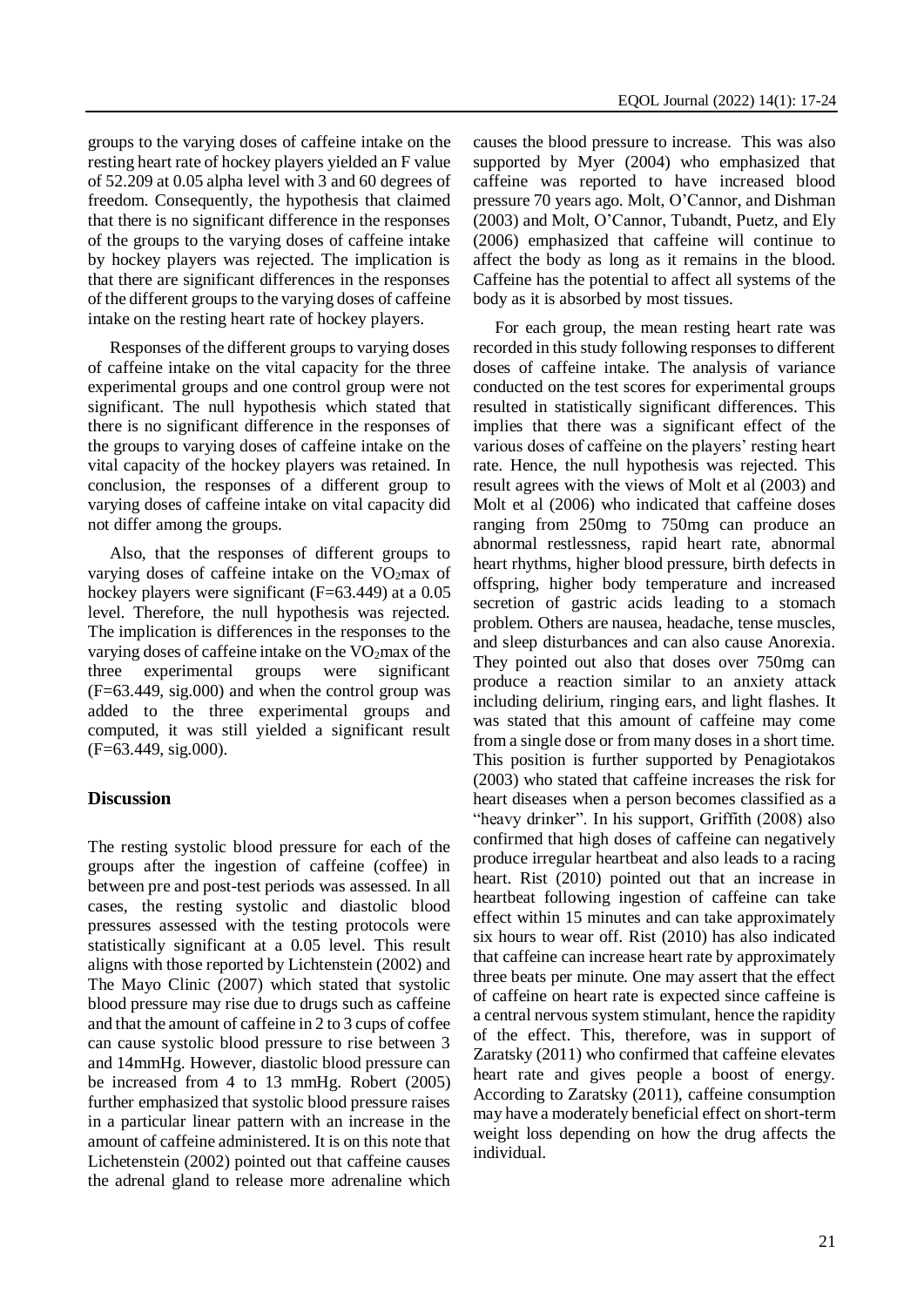groups to the varying doses of caffeine intake on the resting heart rate of hockey players yielded an F value of 52.209 at 0.05 alpha level with 3 and 60 degrees of freedom. Consequently, the hypothesis that claimed that there is no significant difference in the responses of the groups to the varying doses of caffeine intake by hockey players was rejected. The implication is that there are significant differences in the responses of the different groups to the varying doses of caffeine intake on the resting heart rate of hockey players.

Responses of the different groups to varying doses of caffeine intake on the vital capacity for the three experimental groups and one control group were not significant. The null hypothesis which stated that there is no significant difference in the responses of the groups to varying doses of caffeine intake on the vital capacity of the hockey players was retained. In conclusion, the responses of a different group to varying doses of caffeine intake on vital capacity did not differ among the groups.

Also, that the responses of different groups to varying doses of caffeine intake on the $VO_2$max of hockey players were significant (F=63.449) at a 0.05 level. Therefore, the null hypothesis was rejected. The implication is differences in the responses to the varying doses of caffeine intake on the $VO_2$max of the three experimental groups were significant (F=63.449, sig.000) and when the control group was added to the three experimental groups and computed, it was still yielded a significant result (F=63.449, sig.000).

## Discussion

The resting systolic blood pressure for each of the groups after the ingestion of caffeine (coffee) in between pre and post-test periods was assessed. In all cases, the resting systolic and diastolic blood pressures assessed with the testing protocols were statistically significant at a 0.05 level. This result aligns with those reported by Lichtenstein (2002) and The Mayo Clinic (2007) which stated that systolic blood pressure may rise due to drugs such as caffeine and that the amount of caffeine in 2 to 3 cups of coffee can cause systolic blood pressure to rise between 3 and 14mmHg. However, diastolic blood pressure can be increased from 4 to 13 mmHg. Robert (2005) further emphasized that systolic blood pressure raises in a particular linear pattern with an increase in the amount of caffeine administered. It is on this note that Lichetenstein (2002) pointed out that caffeine causes the adrenal gland to release more adrenaline which causes the blood pressure to increase. This was also supported by Myer (2004) who emphasized that caffeine was reported to have increased blood pressure 70 years ago. Molt, O'Cannor, and Dishman (2003) and Molt, O'Cannor, Tubandt, Puetz, and Ely (2006) emphasized that caffeine will continue to affect the body as long as it remains in the blood. Caffeine has the potential to affect all systems of the body as it is absorbed by most tissues.

For each group, the mean resting heart rate was recorded in this study following responses to different doses of caffeine intake. The analysis of variance conducted on the test scores for experimental groups resulted in statistically significant differences. This implies that there was a significant effect of the various doses of caffeine on the players' resting heart rate. Hence, the null hypothesis was rejected. This result agrees with the views of Molt et al (2003) and Molt et al (2006) who indicated that caffeine doses ranging from 250mg to 750mg can produce an abnormal restlessness, rapid heart rate, abnormal heart rhythms, higher blood pressure, birth defects in offspring, higher body temperature and increased secretion of gastric acids leading to a stomach problem. Others are nausea, headache, tense muscles, and sleep disturbances and can also cause Anorexia. They pointed out also that doses over 750mg can produce a reaction similar to an anxiety attack including delirium, ringing ears, and light flashes. It was stated that this amount of caffeine may come from a single dose or from many doses in a short time. This position is further supported by Penagiotakos (2003) who stated that caffeine increases the risk for heart diseases when a person becomes classified as a "heavy drinker". In his support, Griffith (2008) also confirmed that high doses of caffeine can negatively produce irregular heartbeat and also leads to a racing heart. Rist (2010) pointed out that an increase in heartbeat following ingestion of caffeine can take effect within 15 minutes and can take approximately six hours to wear off. Rist (2010) has also indicated that caffeine can increase heart rate by approximately three beats per minute. One may assert that the effect of caffeine on heart rate is expected since caffeine is a central nervous system stimulant, hence the rapidity of the effect. This, therefore, was in support of Zaratsky (2011) who confirmed that caffeine elevates heart rate and gives people a boost of energy. According to Zaratsky (2011), caffeine consumption may have a moderately beneficial effect on short-term weight loss depending on how the drug affects the individual.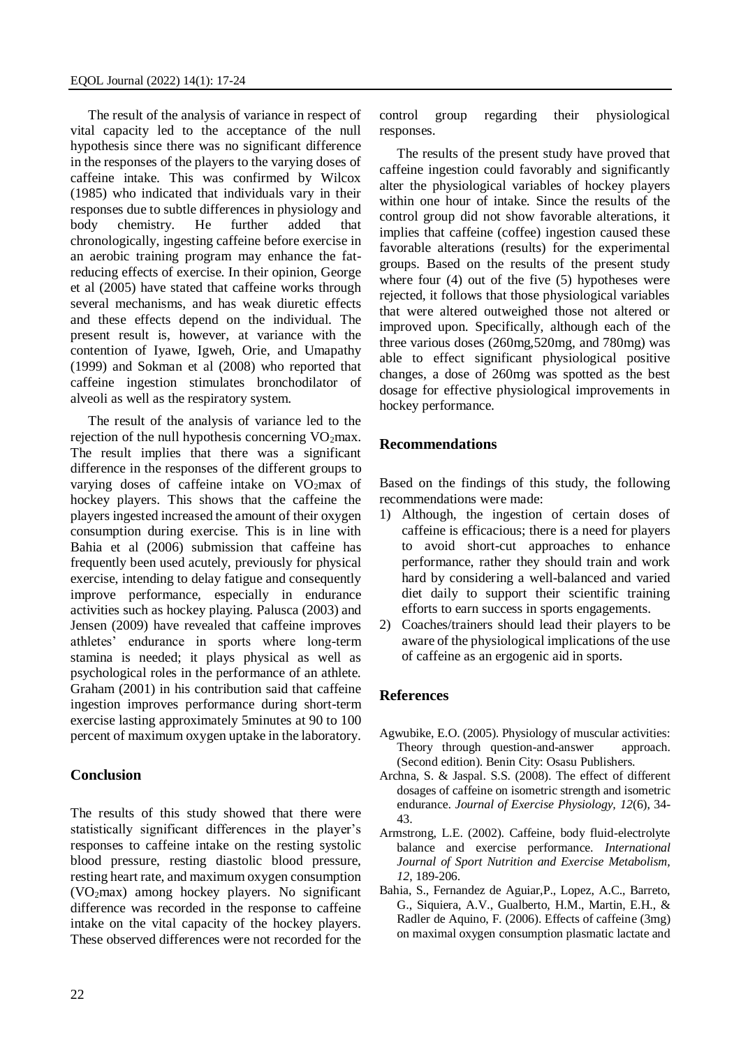The result of the analysis of variance in respect of vital capacity led to the acceptance of the null hypothesis since there was no significant difference in the responses of the players to the varying doses of caffeine intake. This was confirmed by Wilcox (1985) who indicated that individuals vary in their responses due to subtle differences in physiology and body chemistry. He further added that chronologically, ingesting caffeine before exercise in an aerobic training program may enhance the fat-reducing effects of exercise. In their opinion, George et al (2005) have stated that caffeine works through several mechanisms, and has weak diuretic effects and these effects depend on the individual. The present result is, however, at variance with the contention of Iyawe, Igweh, Orie, and Umapathy (1999) and Sokman et al (2008) who reported that caffeine ingestion stimulates bronchodilator of alveoli as well as the respiratory system.

The result of the analysis of variance led to the rejection of the null hypothesis concerning $VO_2$max. The result implies that there was a significant difference in the responses of the different groups to varying doses of caffeine intake on $VO_2$max of hockey players. This shows that the caffeine the players ingested increased the amount of their oxygen consumption during exercise. This is in line with Bahia et al (2006) submission that caffeine has frequently been used acutely, previously for physical exercise, intending to delay fatigue and consequently improve performance, especially in endurance activities such as hockey playing. Palusca (2003) and Jensen (2009) have revealed that caffeine improves athletes' endurance in sports where long-term stamina is needed; it plays physical as well as psychological roles in the performance of an athlete. Graham (2001) in his contribution said that caffeine ingestion improves performance during short-term exercise lasting approximately 5minutes at 90 to 100 percent of maximum oxygen uptake in the laboratory.

## Conclusion

The results of this study showed that there were statistically significant differences in the player's responses to caffeine intake on the resting systolic blood pressure, resting diastolic blood pressure, resting heart rate, and maximum oxygen consumption ($VO_2$max) among hockey players. No significant difference was recorded in the response to caffeine intake on the vital capacity of the hockey players. These observed differences were not recorded for the control group regarding their physiological responses.

The results of the present study have proved that caffeine ingestion could favorably and significantly alter the physiological variables of hockey players within one hour of intake. Since the results of the control group did not show favorable alterations, it implies that caffeine (coffee) ingestion caused these favorable alterations (results) for the experimental groups. Based on the results of the present study where four (4) out of the five (5) hypotheses were rejected, it follows that those physiological variables that were altered outweighed those not altered or improved upon. Specifically, although each of the three various doses (260mg,520mg, and 780mg) was able to effect significant physiological positive changes, a dose of 260mg was spotted as the best dosage for effective physiological improvements in hockey performance.

## Recommendations

Based on the findings of this study, the following recommendations were made:

1) Although, the ingestion of certain doses of caffeine is efficacious; there is a need for players to avoid short-cut approaches to enhance performance, rather they should train and work hard by considering a well-balanced and varied diet daily to support their scientific training efforts to earn success in sports engagements.
2) Coaches/trainers should lead their players to be aware of the physiological implications of the use of caffeine as an ergogenic aid in sports.

## References

Agwubike, E.O. (2005). Physiology of muscular activities: Theory through question-and-answer approach. (Second edition). Benin City: Osasu Publishers.

Archna, S. & Jaspal. S.S. (2008). The effect of different dosages of caffeine on isometric strength and isometric endurance. *Journal of Exercise Physiology, 12*(6), 34-43.

Armstrong, L.E. (2002). Caffeine, body fluid-electrolyte balance and exercise performance. *International Journal of Sport Nutrition and Exercise Metabolism, 12*, 189-206.

Bahia, S., Fernandez de Aguiar,P., Lopez, A.C., Barreto, G., Siquiera, A.V., Gualberto, H.M., Martin, E.H., & Radler de Aquino, F. (2006). Effects of caffeine (3mg) on maximal oxygen consumption plasmatic lactate and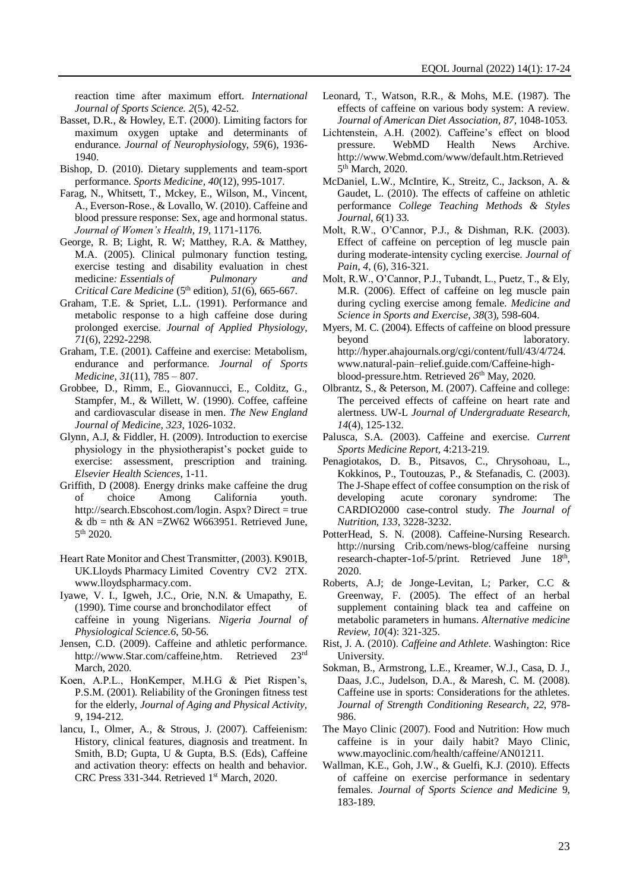reaction time after maximum effort. *International Journal of Sports Science. 2*(5), 42-52.

Basset, D.R., & Howley, E.T. (2000). Limiting factors for maximum oxygen uptake and determinants of endurance. *Journal of Neurophysiol*ogy, *59*(6), 1936-1940.

Bishop, D. (2010). Dietary supplements and team-sport performance. *Sports Medicine, 40*(12), 995-1017.

Farag, N., Whitsett, T., Mckey, E., Wilson, M., Vincent, A., Everson-Rose., & Lovallo, W. (2010). Caffeine and blood pressure response: Sex, age and hormonal status. *Journal of Women's Health, 19*, 1171-1176.

George, R. B; Light, R. W; Matthey, R.A. & Matthey, M.A. (2005). Clinical pulmonary function testing, exercise testing and disability evaluation in chest medicine*: Essentials of Pulmonary and Critical Care Medicine* (5th edition), *51*(6), 665-667.

Graham, T.E. & Spriet, L.L. (1991). Performance and metabolic response to a high caffeine dose during prolonged exercise. *Journal of Applied Physiology, 71*(6), 2292-2298.

Graham, T.E. (2001). Caffeine and exercise: Metabolism, endurance and performance. *Journal of Sports Medicine, 31*(11), 785 – 807.

Grobbee, D., Rimm, E., Giovannucci, E., Colditz, G., Stampfer, M., & Willett, W. (1990). Coffee, caffeine and cardiovascular disease in men. *The New England Journal of Medicine, 323*, 1026-1032.

Glynn, A.J, & Fiddler, H. (2009). Introduction to exercise physiology in the physiotherapist's pocket guide to exercise: assessment, prescription and training. *Elsevier Health Sciences*, 1-11.

Griffith, D (2008). Energy drinks make caffeine the drug of choice Among California youth. http://search.Ebscohost.com/login. Aspx? Direct = true & db = nth & AN =ZW62 W663951. Retrieved June, 5th 2020.

Heart Rate Monitor and Chest Transmitter, (2003). K901B, UK.Lloyds Pharmacy Limited Coventry CV2 2TX. www.lloydspharmacy.com.

Iyawe, V. I., Igweh, J.C., Orie, N.N. & Umapathy, E. (1990). Time course and bronchodilator effect of caffeine in young Nigerians. *Nigeria Journal of Physiological Science.6*, 50-56.

Jensen, C.D. (2009). Caffeine and athletic performance. http://www.Star.com/caffeine,htm. Retrieved 23rd March, 2020.

Koen, A.P.L., HonKemper, M.H.G & Piet Rispen's, P.S.M. (2001). Reliability of the Groningen fitness test for the elderly, *Journal of Aging and Physical Activity,* 9, 194-212.

lancu, I., Olmer, A., & Strous, J. (2007). Caffeienism: History, clinical features, diagnosis and treatment. In Smith, B.D; Gupta, U & Gupta, B.S. (Eds), Caffeine and activation theory: effects on health and behavior. CRC Press 331-344. Retrieved 1st March, 2020.

Leonard, T., Watson, R.R., & Mohs, M.E. (1987). The effects of caffeine on various body system: A review. *Journal of American Diet Association, 87*, 1048-1053.

Lichtenstein, A.H. (2002). Caffeine's effect on blood pressure. WebMD Health News Archive. http://www.Webmd.com/www/default.htm.Retrieved 5th March, 2020.

McDaniel, L.W., McIntire, K., Streitz, C., Jackson, A. & Gaudet, L. (2010). The effects of caffeine on athletic performance *College Teaching Methods & Styles Journal, 6*(1) 33.

Molt, R.W., O'Cannor, P.J., & Dishman, R.K. (2003). Effect of caffeine on perception of leg muscle pain during moderate-intensity cycling exercise. *Journal of Pain, 4*, (6), 316-321.

Molt, R.W., O'Cannor, P.J., Tubandt, L., Puetz, T., & Ely, M.R. (2006). Effect of caffeine on leg muscle pain during cycling exercise among female. *Medicine and Science in Sports and Exercise, 38*(3), 598-604.

Myers, M. C. (2004). Effects of caffeine on blood pressure beyond laboratory. http://hyper.ahajournals.org/cgi/content/full/43/4/724. www.natural-pain–relief.guide.com/Caffeine-high-blood-pressure.htm. Retrieved 26th May, 2020.

Olbrantz, S., & Peterson, M. (2007). Caffeine and college: The perceived effects of caffeine on heart rate and alertness. UW-L *Journal of Undergraduate Research, 14*(4), 125-132.

Palusca, S.A. (2003). Caffeine and exercise. *Current Sports Medicine Report,* 4:213-219.

Penagiotakos, D. B., Pitsavos, C., Chrysohoau, L., Kokkinos, P., Toutouzas, P., & Stefanadis, C. (2003). The J-Shape effect of coffee consumption on the risk of developing acute coronary syndrome: The CARDIO2000 case-control study. *The Journal of Nutrition, 133*, 3228-3232.

PotterHead, S. N. (2008). Caffeine-Nursing Research. http://nursing Crib.com/news-blog/caffeine nursing research-chapter-1of-5/print. Retrieved June 18th, 2020.

Roberts, A.J; de Jonge-Levitan, L; Parker, C.C & Greenway, F. (2005). The effect of an herbal supplement containing black tea and caffeine on metabolic parameters in humans. *Alternative medicine Review, 10*(4): 321-325.

Rist, J. A. (2010). *Caffeine and Athlete*. Washington: Rice University.

Sokman, B., Armstrong, L.E., Kreamer, W.J., Casa, D. J., Daas, J.C., Judelson, D.A., & Maresh, C. M. (2008). Caffeine use in sports: Considerations for the athletes. *Journal of Strength Conditioning Research, 22*, 978-986.

The Mayo Clinic (2007). Food and Nutrition: How much caffeine is in your daily habit? Mayo Clinic, www.mayoclinic.com/health/caffeine/AN01211.

Wallman, K.E., Goh, J.W., & Guelfi, K.J. (2010). Effects of caffeine on exercise performance in sedentary females. *Journal of Sports Science and Medicine* 9, 183-189.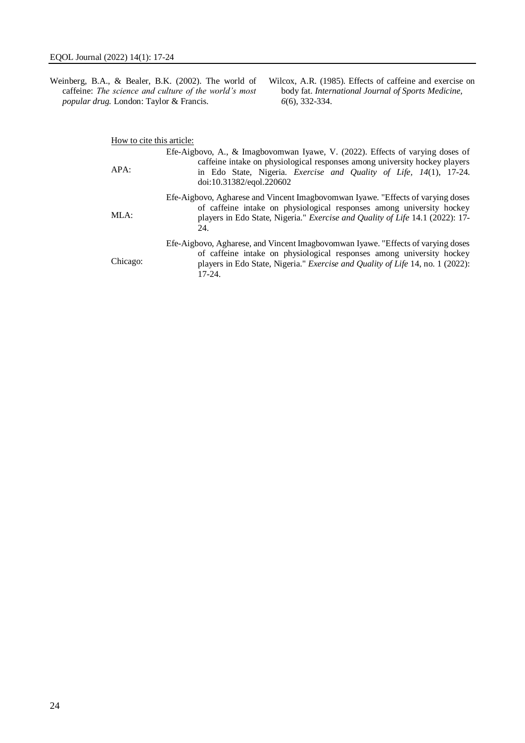Weinberg, B.A., & Bealer, B.K. (2002). The world of caffeine: *The science and culture of the world's most popular drug.* London: Taylor & Francis.

Wilcox, A.R. (1985). Effects of caffeine and exercise on body fat. *International Journal of Sports Medicine, 6*(6), 332-334.

How to cite this article:

| | |
|---|---|
| APA: | Efe-Aigbovo, A., & Imagbovomwan Iyawe, V. (2022). Effects of varying doses of caffeine intake on physiological responses among university hockey players in Edo State, Nigeria. *Exercise and Quality of Life, 14*(1), 17-24. doi:10.31382/eqol.220602 |
| MLA: | Efe-Aigbovo, Agharese and Vincent Imagbovomwan Iyawe. "Effects of varying doses of caffeine intake on physiological responses among university hockey players in Edo State, Nigeria." *Exercise and Quality of Life* 14.1 (2022): 17-24. |
| Chicago: | Efe-Aigbovo, Agharese, and Vincent Imagbovomwan Iyawe. "Effects of varying doses of caffeine intake on physiological responses among university hockey players in Edo State, Nigeria." *Exercise and Quality of Life* 14, no. 1 (2022): 17-24. |